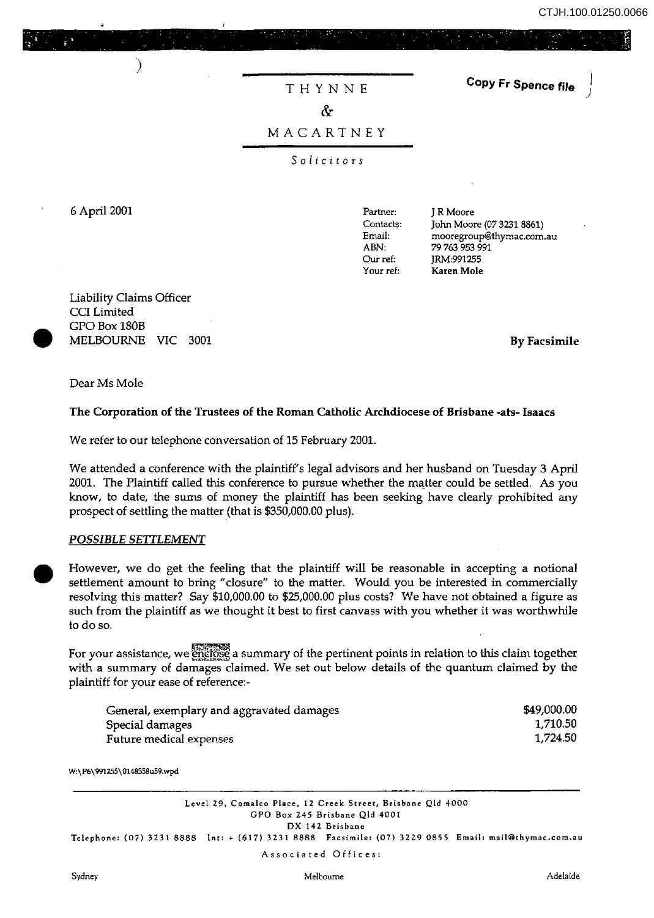Copy Fr Spence file

THYNNE

&

MACARTNEY

*Solicitors*

6 April 2001

| | |
|---|---|
| Partner: | J R Moore |
| Contacts: | John Moore (07 3231 8861) |
| Email: | mooregroup@thymac.com.au |
| ABN: | 79 763 953 991 |
| Our ref: | JRM:991255 |
| Your ref: | **Karen Mole** |

Liability Claims Officer
CCI Limited
GPO Box 180B
MELBOURNE VIC 3001

**By Facsimile**

Dear Ms Mole

**The Corporation of the Trustees of the Roman Catholic Archdiocese of Brisbane -ats- Isaacs**

We refer to our telephone conversation of 15 February 2001.

We attended a conference with the plaintiff's legal advisors and her husband on Tuesday 3 April 2001. The Plaintiff called this conference to pursue whether the matter could be settled. As you know, to date, the sums of money the plaintiff has been seeking have clearly prohibited any prospect of settling the matter (that is $350,000.00 plus).

***POSSIBLE SETTLEMENT***

However, we do get the feeling that the plaintiff will be reasonable in accepting a notional settlement amount to bring "closure" to the matter. Would you be interested in commercially resolving this matter? Say $10,000.00 to $25,000.00 plus costs? We have not obtained a figure as such from the plaintiff as we thought it best to first canvass with you whether it was worthwhile to do so.

For your assistance, we enclose a summary of the pertinent points in relation to this claim together with a summary of damages claimed. We set out below details of the quantum claimed by the plaintiff for your ease of reference:-

| | |
|---|---:|
| General, exemplary and aggravated damages | $49,000.00 |
| Special damages | 1,710.50 |
| Future medical expenses | 1,724.50 |

W:\P6\991255\0148558u59.wpd

Level 29, Comalco Place, 12 Creek Street, Brisbane Qld 4000
GPO Box 245 Brisbane Qld 4001
DX 142 Brisbane
Telephone: (07) 3231 8888 Int: + (617) 3231 8888 Facsimile: (07) 3229 0855 Email: mail@thymac.com.au

Associated Offices:

Sydney Melbourne Adelaide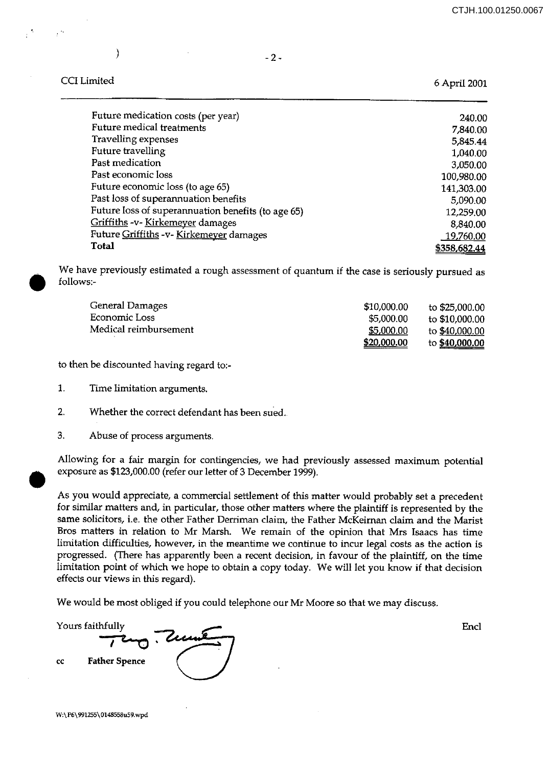CCI Limited

6 April 2001

| | |
|---|---|
| Future medication costs (per year) | 240.00 |
| Future medical treatments | 7,840.00 |
| Travelling expenses | 5,845.44 |
| Future travelling | 1,040.00 |
| Past medication | 3,050.00 |
| Past economic loss | 100,980.00 |
| Future economic loss (to age 65) | 141,303.00 |
| Past loss of superannuation benefits | 5,090.00 |
| Future loss of superannuation benefits (to age 65) | 12,259.00 |
| Griffiths -v- Kirkemeyer damages | 8,840.00 |
| Future Griffiths -v- Kirkemeyer damages | 19,760.00 |
| **Total** | **$358,682.44** |

We have previously estimated a rough assessment of quantum if the case is seriously pursued as follows:-

| | | |
|---|---|---|
| General Damages | $10,000.00 | to $25,000.00 |
| Economic Loss | $5,000.00 | to $10,000.00 |
| Medical reimbursement | $5,000.00 | to $40,000.00 |
| | $20,000.00 | to $40,000.00 |

to then be discounted having regard to:-

1. Time limitation arguments.

2. Whether the correct defendant has been sued.

3. Abuse of process arguments.

Allowing for a fair margin for contingencies, we had previously assessed maximum potential exposure as $123,000.00 (refer our letter of 3 December 1999).

As you would appreciate, a commercial settlement of this matter would probably set a precedent for similar matters and, in particular, those other matters where the plaintiff is represented by the same solicitors, i.e. the other Father Derriman claim, the Father McKeirnan claim and the Marist Bros matters in relation to Mr Marsh. We remain of the opinion that Mrs Isaacs has time limitation difficulties, however, in the meantime we continue to incur legal costs as the action is progressed. (There has apparently been a recent decision, in favour of the plaintiff, on the time limitation point of which we hope to obtain a copy today. We will let you know if that decision effects our views in this regard).

We would be most obliged if you could telephone our Mr Moore so that we may discuss.

Yours faithfully

Encl

cc **Father Spence**

W:\P6\991255\0148558u59.wpd